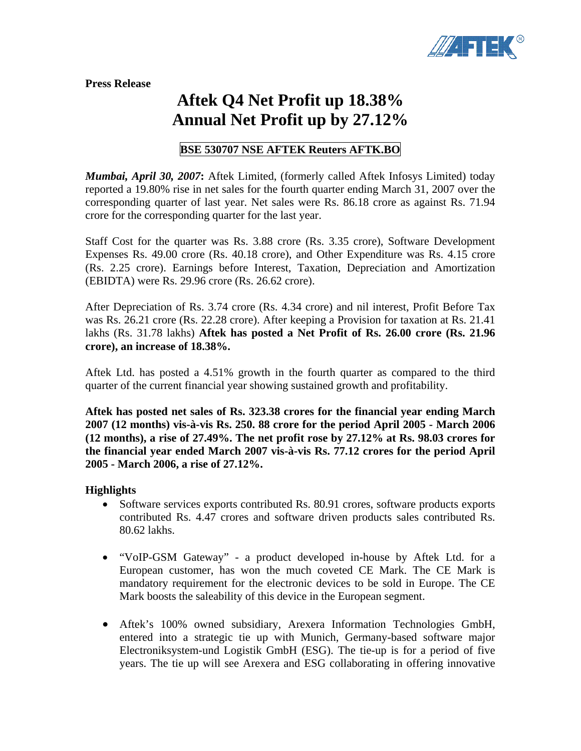**Press Release**

# Aftek Q4 Net Profit up 18.38%
# Annual Net Profit up by 27.12%

**BSE 530707 NSE AFTEK Reuters AFTK.BO**

***Mumbai, April 30, 2007*:** Aftek Limited, (formerly called Aftek Infosys Limited) today reported a 19.80% rise in net sales for the fourth quarter ending March 31, 2007 over the corresponding quarter of last year. Net sales were Rs. 86.18 crore as against Rs. 71.94 crore for the corresponding quarter for the last year.

Staff Cost for the quarter was Rs. 3.88 crore (Rs. 3.35 crore), Software Development Expenses Rs. 49.00 crore (Rs. 40.18 crore), and Other Expenditure was Rs. 4.15 crore (Rs. 2.25 crore). Earnings before Interest, Taxation, Depreciation and Amortization (EBIDTA) were Rs. 29.96 crore (Rs. 26.62 crore).

After Depreciation of Rs. 3.74 crore (Rs. 4.34 crore) and nil interest, Profit Before Tax was Rs. 26.21 crore (Rs. 22.28 crore). After keeping a Provision for taxation at Rs. 21.41 lakhs (Rs. 31.78 lakhs) **Aftek has posted a Net Profit of Rs. 26.00 crore (Rs. 21.96 crore), an increase of 18.38%.**

Aftek Ltd. has posted a 4.51% growth in the fourth quarter as compared to the third quarter of the current financial year showing sustained growth and profitability.

**Aftek has posted net sales of Rs. 323.38 crores for the financial year ending March 2007 (12 months) vis-à-vis Rs. 250. 88 crore for the period April 2005 - March 2006 (12 months), a rise of 27.49%. The net profit rose by 27.12% at Rs. 98.03 crores for the financial year ended March 2007 vis-à-vis Rs. 77.12 crores for the period April 2005 - March 2006, a rise of 27.12%.**

**Highlights**

- Software services exports contributed Rs. 80.91 crores, software products exports contributed Rs. 4.47 crores and software driven products sales contributed Rs. 80.62 lakhs.

- "VoIP-GSM Gateway" - a product developed in-house by Aftek Ltd. for a European customer, has won the much coveted CE Mark. The CE Mark is mandatory requirement for the electronic devices to be sold in Europe. The CE Mark boosts the saleability of this device in the European segment.

- Aftek's 100% owned subsidiary, Arexera Information Technologies GmbH, entered into a strategic tie up with Munich, Germany-based software major Electroniksystem-und Logistik GmbH (ESG). The tie-up is for a period of five years. The tie up will see Arexera and ESG collaborating in offering innovative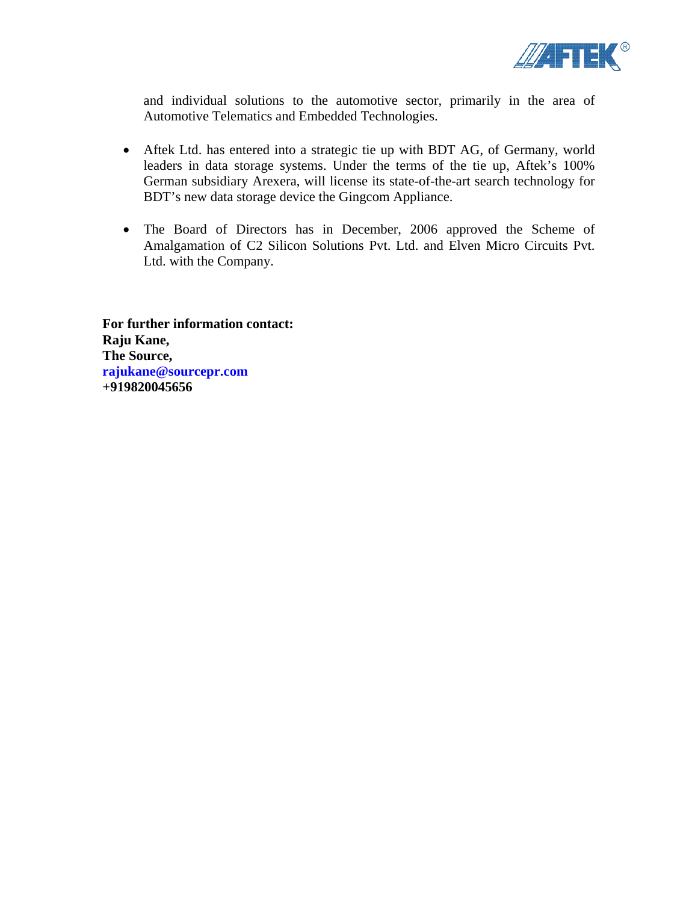and individual solutions to the automotive sector, primarily in the area of Automotive Telematics and Embedded Technologies.

- Aftek Ltd. has entered into a strategic tie up with BDT AG, of Germany, world leaders in data storage systems. Under the terms of the tie up, Aftek's 100% German subsidiary Arexera, will license its state-of-the-art search technology for BDT's new data storage device the Gingcom Appliance.

- The Board of Directors has in December, 2006 approved the Scheme of Amalgamation of C2 Silicon Solutions Pvt. Ltd. and Elven Micro Circuits Pvt. Ltd. with the Company.

**For further information contact:**
**Raju Kane,**
**The Source,**
**rajukane@sourcepr.com**
**+919820045656**